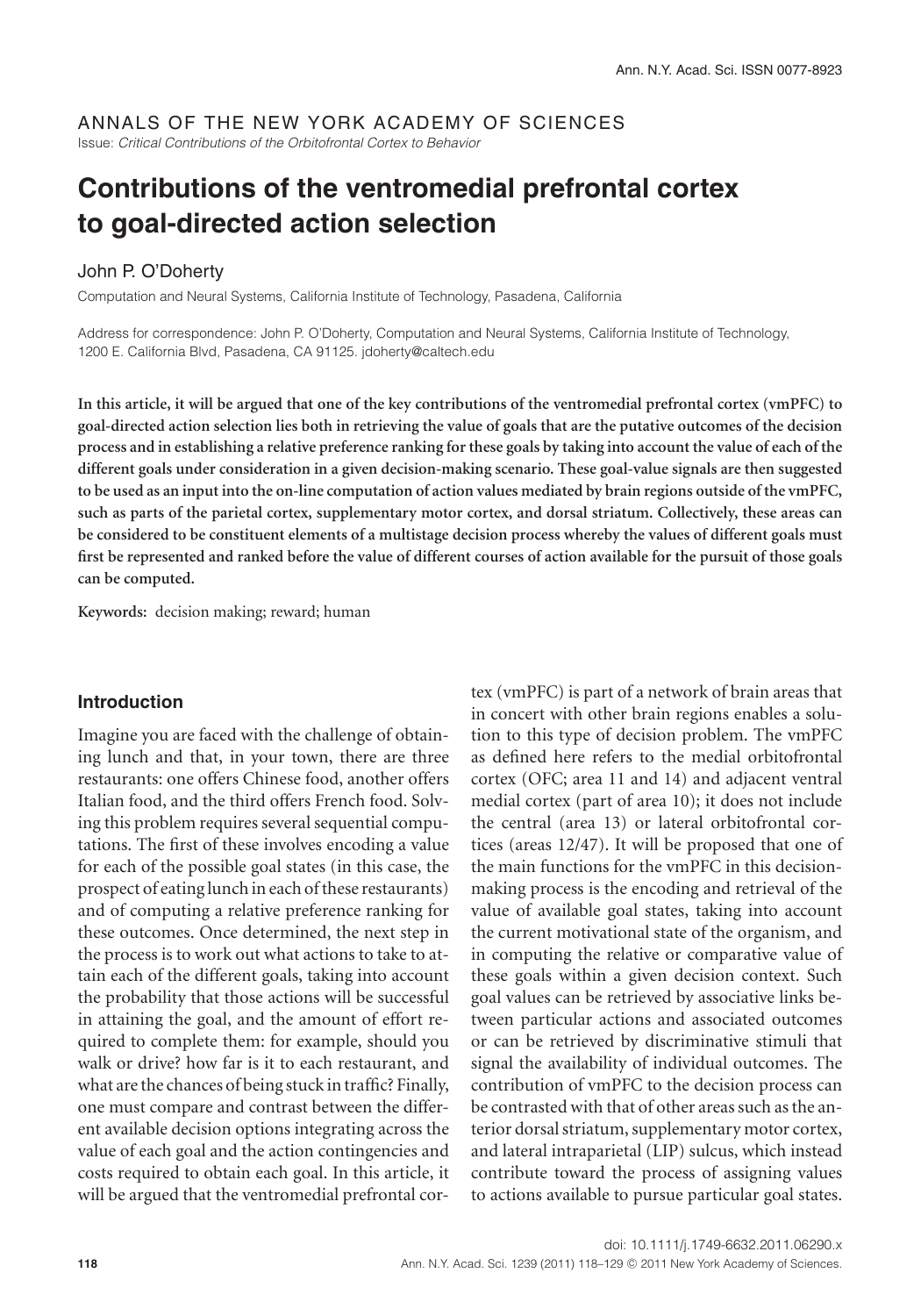ANNALS OF THE NEW YORK ACADEMY OF SCIENCES

Issue: *Critical Contributions of the Orbitofrontal Cortex to Behavior*

# Contributions of the ventromedial prefrontal cortex to goal-directed action selection

John P. O'Doherty

Computation and Neural Systems, California Institute of Technology, Pasadena, California

Address for correspondence: John P. O'Doherty, Computation and Neural Systems, California Institute of Technology, 1200 E. California Blvd, Pasadena, CA 91125. jdoherty@caltech.edu

**In this article, it will be argued that one of the key contributions of the ventromedial prefrontal cortex (vmPFC) to goal-directed action selection lies both in retrieving the value of goals that are the putative outcomes of the decision process and in establishing a relative preference ranking for these goals by taking into account the value of each of the different goals under consideration in a given decision-making scenario. These goal-value signals are then suggested to be used as an input into the on-line computation of action values mediated by brain regions outside of the vmPFC, such as parts of the parietal cortex, supplementary motor cortex, and dorsal striatum. Collectively, these areas can be considered to be constituent elements of a multistage decision process whereby the values of different goals must first be represented and ranked before the value of different courses of action available for the pursuit of those goals can be computed.**

**Keywords:** decision making; reward; human

## Introduction

Imagine you are faced with the challenge of obtaining lunch and that, in your town, there are three restaurants: one offers Chinese food, another offers Italian food, and the third offers French food. Solving this problem requires several sequential computations. The first of these involves encoding a value for each of the possible goal states (in this case, the prospect of eating lunch in each of these restaurants) and of computing a relative preference ranking for these outcomes. Once determined, the next step in the process is to work out what actions to take to attain each of the different goals, taking into account the probability that those actions will be successful in attaining the goal, and the amount of effort required to complete them: for example, should you walk or drive? how far is it to each restaurant, and what are the chances of being stuck in traffic? Finally, one must compare and contrast between the different available decision options integrating across the value of each goal and the action contingencies and costs required to obtain each goal. In this article, it will be argued that the ventromedial prefrontal cortex (vmPFC) is part of a network of brain areas that in concert with other brain regions enables a solution to this type of decision problem. The vmPFC as defined here refers to the medial orbitofrontal cortex (OFC; area 11 and 14) and adjacent ventral medial cortex (part of area 10); it does not include the central (area 13) or lateral orbitofrontal cortices (areas 12/47). It will be proposed that one of the main functions for the vmPFC in this decision-making process is the encoding and retrieval of the value of available goal states, taking into account the current motivational state of the organism, and in computing the relative or comparative value of these goals within a given decision context. Such goal values can be retrieved by associative links between particular actions and associated outcomes or can be retrieved by discriminative stimuli that signal the availability of individual outcomes. The contribution of vmPFC to the decision process can be contrasted with that of other areas such as the anterior dorsal striatum, supplementary motor cortex, and lateral intraparietal (LIP) sulcus, which instead contribute toward the process of assigning values to actions available to pursue particular goal states.

doi: 10.1111/j.1749-6632.2011.06290.x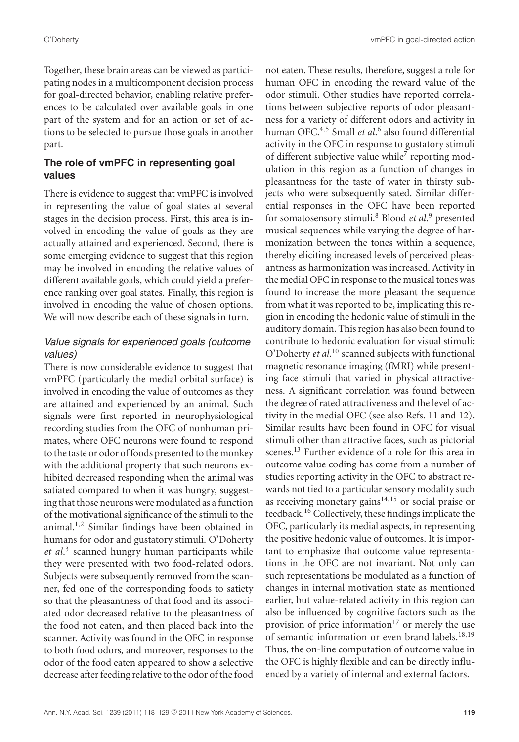Together, these brain areas can be viewed as participating nodes in a multicomponent decision process for goal-directed behavior, enabling relative preferences to be calculated over available goals in one part of the system and for an action or set of actions to be selected to pursue those goals in another part.

## The role of vmPFC in representing goal values

There is evidence to suggest that vmPFC is involved in representing the value of goal states at several stages in the decision process. First, this area is involved in encoding the value of goals as they are actually attained and experienced. Second, there is some emerging evidence to suggest that this region may be involved in encoding the relative values of different available goals, which could yield a preference ranking over goal states. Finally, this region is involved in encoding the value of chosen options. We will now describe each of these signals in turn.

### *Value signals for experienced goals (outcome values)*

There is now considerable evidence to suggest that vmPFC (particularly the medial orbital surface) is involved in encoding the value of outcomes as they are attained and experienced by an animal. Such signals were first reported in neurophysiological recording studies from the OFC of nonhuman primates, where OFC neurons were found to respond to the taste or odor of foods presented to the monkey with the additional property that such neurons exhibited decreased responding when the animal was satiated compared to when it was hungry, suggesting that those neurons were modulated as a function of the motivational significance of the stimuli to the animal.[1,2] Similar findings have been obtained in humans for odor and gustatory stimuli. O'Doherty *et al*.[3] scanned hungry human participants while they were presented with two food-related odors. Subjects were subsequently removed from the scanner, fed one of the corresponding foods to satiety so that the pleasantness of that food and its associated odor decreased relative to the pleasantness of the food not eaten, and then placed back into the scanner. Activity was found in the OFC in response to both food odors, and moreover, responses to the odor of the food eaten appeared to show a selective decrease after feeding relative to the odor of the food not eaten. These results, therefore, suggest a role for human OFC in encoding the reward value of the odor stimuli. Other studies have reported correlations between subjective reports of odor pleasantness for a variety of different odors and activity in human OFC.[4,5] Small *et al*.[6] also found differential activity in the OFC in response to gustatory stimuli of different subjective value while[7] reporting modulation in this region as a function of changes in pleasantness for the taste of water in thirsty subjects who were subsequently sated. Similar differential responses in the OFC have been reported for somatosensory stimuli.[8] Blood *et al*.[9] presented musical sequences while varying the degree of harmonization between the tones within a sequence, thereby eliciting increased levels of perceived pleasantness as harmonization was increased. Activity in the medial OFC in response to the musical tones was found to increase the more pleasant the sequence from what it was reported to be, implicating this region in encoding the hedonic value of stimuli in the auditory domain. This region has also been found to contribute to hedonic evaluation for visual stimuli: O'Doherty *et al*.[10] scanned subjects with functional magnetic resonance imaging (fMRI) while presenting face stimuli that varied in physical attractiveness. A significant correlation was found between the degree of rated attractiveness and the level of activity in the medial OFC (see also Refs. 11 and 12). Similar results have been found in OFC for visual stimuli other than attractive faces, such as pictorial scenes.[13] Further evidence of a role for this area in outcome value coding has come from a number of studies reporting activity in the OFC to abstract rewards not tied to a particular sensory modality such as receiving monetary gains[14,15] or social praise or feedback.[16] Collectively, these findings implicate the OFC, particularly its medial aspects, in representing the positive hedonic value of outcomes. It is important to emphasize that outcome value representations in the OFC are not invariant. Not only can such representations be modulated as a function of changes in internal motivation state as mentioned earlier, but value-related activity in this region can also be influenced by cognitive factors such as the provision of price information[17] or merely the use of semantic information or even brand labels.[18,19] Thus, the on-line computation of outcome value in the OFC is highly flexible and can be directly influenced by a variety of internal and external factors.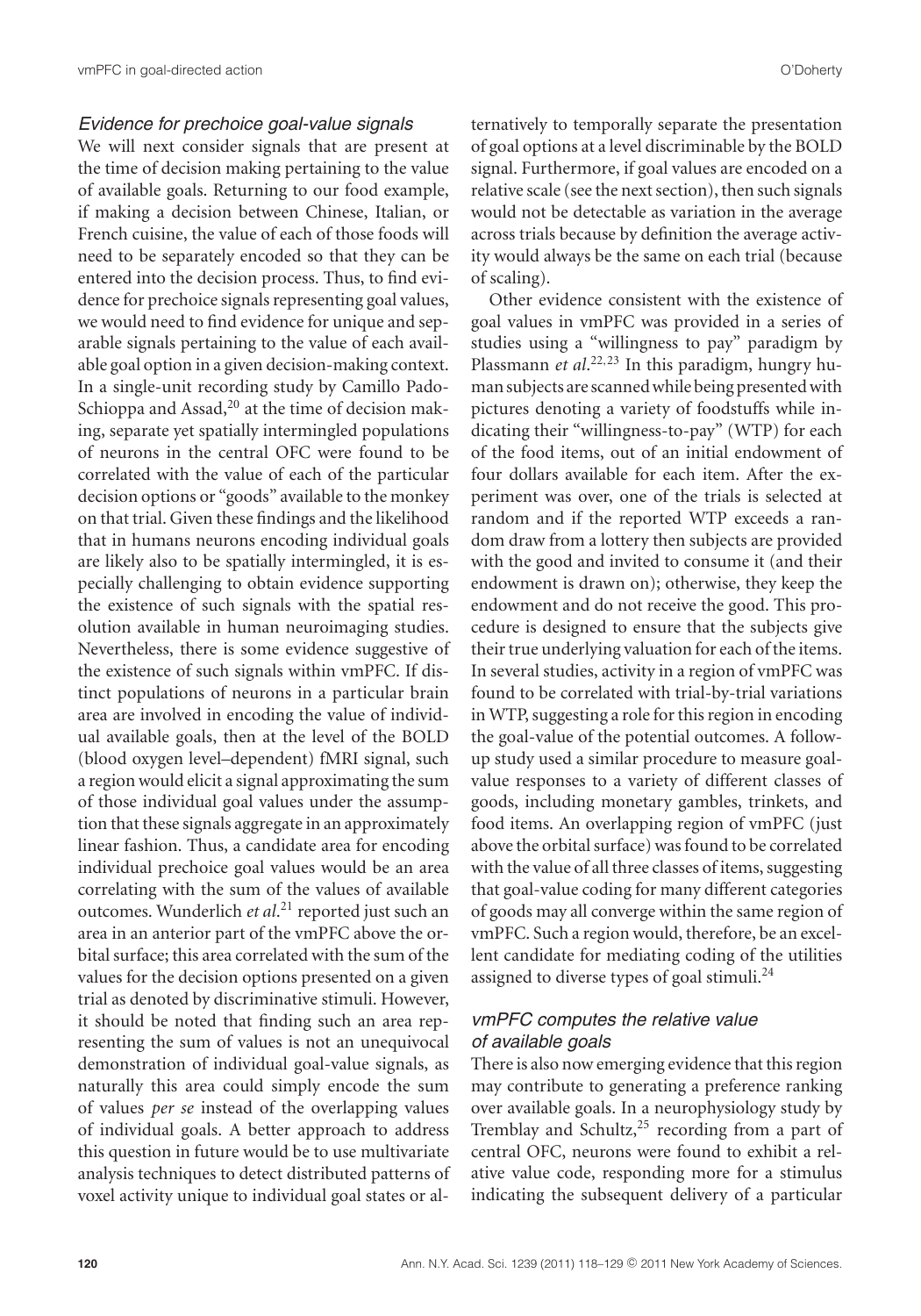### *Evidence for prechoice goal-value signals*

We will next consider signals that are present at the time of decision making pertaining to the value of available goals. Returning to our food example, if making a decision between Chinese, Italian, or French cuisine, the value of each of those foods will need to be separately encoded so that they can be entered into the decision process. Thus, to find evidence for prechoice signals representing goal values, we would need to find evidence for unique and separable signals pertaining to the value of each available goal option in a given decision-making context. In a single-unit recording study by Camillo Pado-Schioppa and Assad,[20] at the time of decision making, separate yet spatially intermingled populations of neurons in the central OFC were found to be correlated with the value of each of the particular decision options or "goods" available to the monkey on that trial. Given these findings and the likelihood that in humans neurons encoding individual goals are likely also to be spatially intermingled, it is especially challenging to obtain evidence supporting the existence of such signals with the spatial resolution available in human neuroimaging studies. Nevertheless, there is some evidence suggestive of the existence of such signals within vmPFC. If distinct populations of neurons in a particular brain area are involved in encoding the value of individual available goals, then at the level of the BOLD (blood oxygen level–dependent) fMRI signal, such a region would elicit a signal approximating the sum of those individual goal values under the assumption that these signals aggregate in an approximately linear fashion. Thus, a candidate area for encoding individual prechoice goal values would be an area correlating with the sum of the values of available outcomes. Wunderlich *et al*.[21] reported just such an area in an anterior part of the vmPFC above the orbital surface; this area correlated with the sum of the values for the decision options presented on a given trial as denoted by discriminative stimuli. However, it should be noted that finding such an area representing the sum of values is not an unequivocal demonstration of individual goal-value signals, as naturally this area could simply encode the sum of values *per se* instead of the overlapping values of individual goals. A better approach to address this question in future would be to use multivariate analysis techniques to detect distributed patterns of voxel activity unique to individual goal states or alternatively to temporally separate the presentation of goal options at a level discriminable by the BOLD signal. Furthermore, if goal values are encoded on a relative scale (see the next section), then such signals would not be detectable as variation in the average across trials because by definition the average activity would always be the same on each trial (because of scaling).

Other evidence consistent with the existence of goal values in vmPFC was provided in a series of studies using a "willingness to pay" paradigm by Plassmann *et al*.[22,23] In this paradigm, hungry human subjects are scanned while being presented with pictures denoting a variety of foodstuffs while indicating their "willingness-to-pay" (WTP) for each of the food items, out of an initial endowment of four dollars available for each item. After the experiment was over, one of the trials is selected at random and if the reported WTP exceeds a random draw from a lottery then subjects are provided with the good and invited to consume it (and their endowment is drawn on); otherwise, they keep the endowment and do not receive the good. This procedure is designed to ensure that the subjects give their true underlying valuation for each of the items. In several studies, activity in a region of vmPFC was found to be correlated with trial-by-trial variations in WTP, suggesting a role for this region in encoding the goal-value of the potential outcomes. A follow-up study used a similar procedure to measure goal-value responses to a variety of different classes of goods, including monetary gambles, trinkets, and food items. An overlapping region of vmPFC (just above the orbital surface) was found to be correlated with the value of all three classes of items, suggesting that goal-value coding for many different categories of goods may all converge within the same region of vmPFC. Such a region would, therefore, be an excellent candidate for mediating coding of the utilities assigned to diverse types of goal stimuli.[24]

### *vmPFC computes the relative value of available goals*

There is also now emerging evidence that this region may contribute to generating a preference ranking over available goals. In a neurophysiology study by Tremblay and Schultz,[25] recording from a part of central OFC, neurons were found to exhibit a relative value code, responding more for a stimulus indicating the subsequent delivery of a particular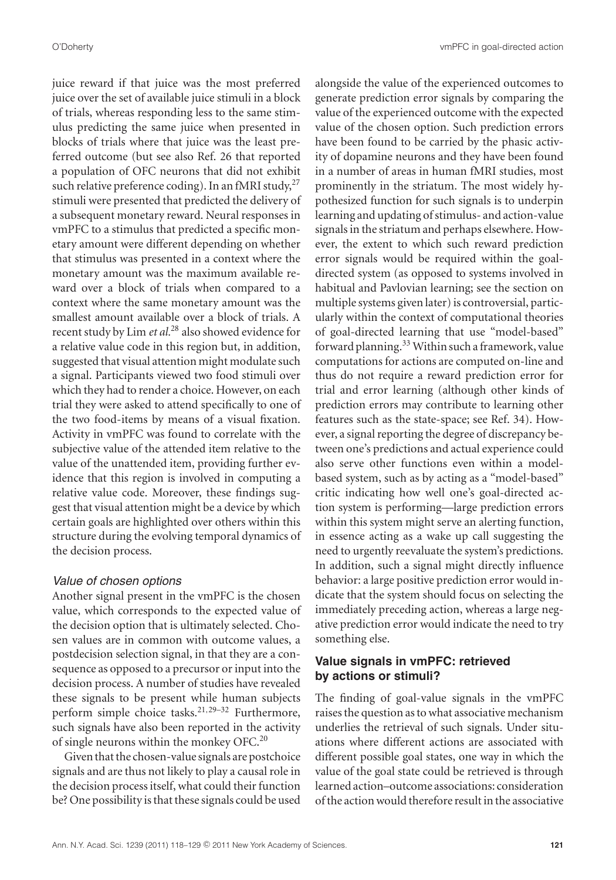juice reward if that juice was the most preferred juice over the set of available juice stimuli in a block of trials, whereas responding less to the same stimulus predicting the same juice when presented in blocks of trials where that juice was the least preferred outcome (but see also Ref. 26 that reported a population of OFC neurons that did not exhibit such relative preference coding). In an fMRI study,[27] stimuli were presented that predicted the delivery of a subsequent monetary reward. Neural responses in vmPFC to a stimulus that predicted a specific monetary amount were different depending on whether that stimulus was presented in a context where the monetary amount was the maximum available reward over a block of trials when compared to a context where the same monetary amount was the smallest amount available over a block of trials. A recent study by Lim *et al.*[28] also showed evidence for a relative value code in this region but, in addition, suggested that visual attention might modulate such a signal. Participants viewed two food stimuli over which they had to render a choice. However, on each trial they were asked to attend specifically to one of the two food-items by means of a visual fixation. Activity in vmPFC was found to correlate with the subjective value of the attended item relative to the value of the unattended item, providing further evidence that this region is involved in computing a relative value code. Moreover, these findings suggest that visual attention might be a device by which certain goals are highlighted over others within this structure during the evolving temporal dynamics of the decision process.

### *Value of chosen options*

Another signal present in the vmPFC is the chosen value, which corresponds to the expected value of the decision option that is ultimately selected. Chosen values are in common with outcome values, a postdecision selection signal, in that they are a consequence as opposed to a precursor or input into the decision process. A number of studies have revealed these signals to be present while human subjects perform simple choice tasks.[21,29–32] Furthermore, such signals have also been reported in the activity of single neurons within the monkey OFC.[20]

Given that the chosen-value signals are postchoice signals and are thus not likely to play a causal role in the decision process itself, what could their function be? One possibility is that these signals could be used alongside the value of the experienced outcomes to generate prediction error signals by comparing the value of the experienced outcome with the expected value of the chosen option. Such prediction errors have been found to be carried by the phasic activity of dopamine neurons and they have been found in a number of areas in human fMRI studies, most prominently in the striatum. The most widely hypothesized function for such signals is to underpin learning and updating of stimulus- and action-value signals in the striatum and perhaps elsewhere. However, the extent to which such reward prediction error signals would be required within the goal-directed system (as opposed to systems involved in habitual and Pavlovian learning; see the section on multiple systems given later) is controversial, particularly within the context of computational theories of goal-directed learning that use "model-based" forward planning.[33] Within such a framework, value computations for actions are computed on-line and thus do not require a reward prediction error for trial and error learning (although other kinds of prediction errors may contribute to learning other features such as the state-space; see Ref. 34). However, a signal reporting the degree of discrepancy between one's predictions and actual experience could also serve other functions even within a model-based system, such as by acting as a "model-based" critic indicating how well one's goal-directed action system is performing—large prediction errors within this system might serve an alerting function, in essence acting as a wake up call suggesting the need to urgently reevaluate the system's predictions. In addition, such a signal might directly influence behavior: a large positive prediction error would indicate that the system should focus on selecting the immediately preceding action, whereas a large negative prediction error would indicate the need to try something else.

## **Value signals in vmPFC: retrieved by actions or stimuli?**

The finding of goal-value signals in the vmPFC raises the question as to what associative mechanism underlies the retrieval of such signals. Under situations where different actions are associated with different possible goal states, one way in which the value of the goal state could be retrieved is through learned action–outcome associations: consideration of the action would therefore result in the associative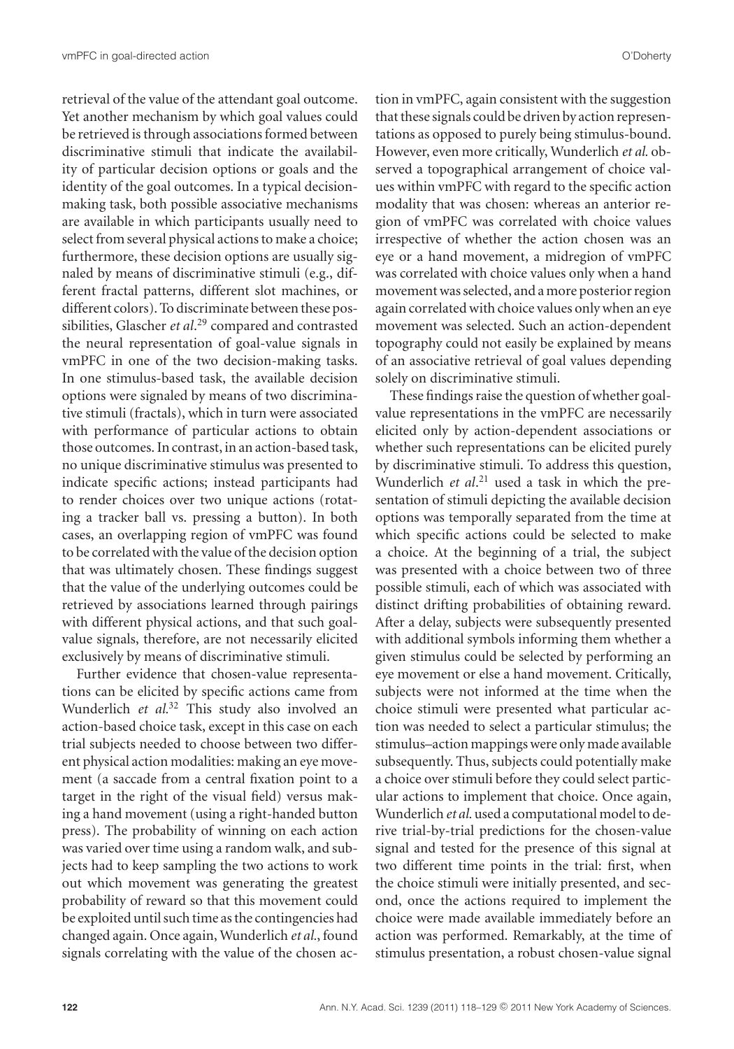retrieval of the value of the attendant goal outcome. Yet another mechanism by which goal values could be retrieved is through associations formed between discriminative stimuli that indicate the availability of particular decision options or goals and the identity of the goal outcomes. In a typical decision-making task, both possible associative mechanisms are available in which participants usually need to select from several physical actions to make a choice; furthermore, these decision options are usually signaled by means of discriminative stimuli (e.g., different fractal patterns, different slot machines, or different colors). To discriminate between these possibilities, Glascher *et al*.[29] compared and contrasted the neural representation of goal-value signals in vmPFC in one of the two decision-making tasks. In one stimulus-based task, the available decision options were signaled by means of two discriminative stimuli (fractals), which in turn were associated with performance of particular actions to obtain those outcomes. In contrast, in an action-based task, no unique discriminative stimulus was presented to indicate specific actions; instead participants had to render choices over two unique actions (rotating a tracker ball vs. pressing a button). In both cases, an overlapping region of vmPFC was found to be correlated with the value of the decision option that was ultimately chosen. These findings suggest that the value of the underlying outcomes could be retrieved by associations learned through pairings with different physical actions, and that such goal-value signals, therefore, are not necessarily elicited exclusively by means of discriminative stimuli.

Further evidence that chosen-value representations can be elicited by specific actions came from Wunderlich *et al.*[32] This study also involved an action-based choice task, except in this case on each trial subjects needed to choose between two different physical action modalities: making an eye movement (a saccade from a central fixation point to a target in the right of the visual field) versus making a hand movement (using a right-handed button press). The probability of winning on each action was varied over time using a random walk, and subjects had to keep sampling the two actions to work out which movement was generating the greatest probability of reward so that this movement could be exploited until such time as the contingencies had changed again. Once again, Wunderlich *et al.*, found signals correlating with the value of the chosen action in vmPFC, again consistent with the suggestion that these signals could be driven by action representations as opposed to purely being stimulus-bound. However, even more critically, Wunderlich *et al.* observed a topographical arrangement of choice values within vmPFC with regard to the specific action modality that was chosen: whereas an anterior region of vmPFC was correlated with choice values irrespective of whether the action chosen was an eye or a hand movement, a midregion of vmPFC was correlated with choice values only when a hand movement was selected, and a more posterior region again correlated with choice values only when an eye movement was selected. Such an action-dependent topography could not easily be explained by means of an associative retrieval of goal values depending solely on discriminative stimuli.

These findings raise the question of whether goal-value representations in the vmPFC are necessarily elicited only by action-dependent associations or whether such representations can be elicited purely by discriminative stimuli. To address this question, Wunderlich *et al*.[21] used a task in which the presentation of stimuli depicting the available decision options was temporally separated from the time at which specific actions could be selected to make a choice. At the beginning of a trial, the subject was presented with a choice between two of three possible stimuli, each of which was associated with distinct drifting probabilities of obtaining reward. After a delay, subjects were subsequently presented with additional symbols informing them whether a given stimulus could be selected by performing an eye movement or else a hand movement. Critically, subjects were not informed at the time when the choice stimuli were presented what particular action was needed to select a particular stimulus; the stimulus–action mappings were only made available subsequently. Thus, subjects could potentially make a choice over stimuli before they could select particular actions to implement that choice. Once again, Wunderlich *et al.* used a computational model to derive trial-by-trial predictions for the chosen-value signal and tested for the presence of this signal at two different time points in the trial: first, when the choice stimuli were initially presented, and second, once the actions required to implement the choice were made available immediately before an action was performed. Remarkably, at the time of stimulus presentation, a robust chosen-value signal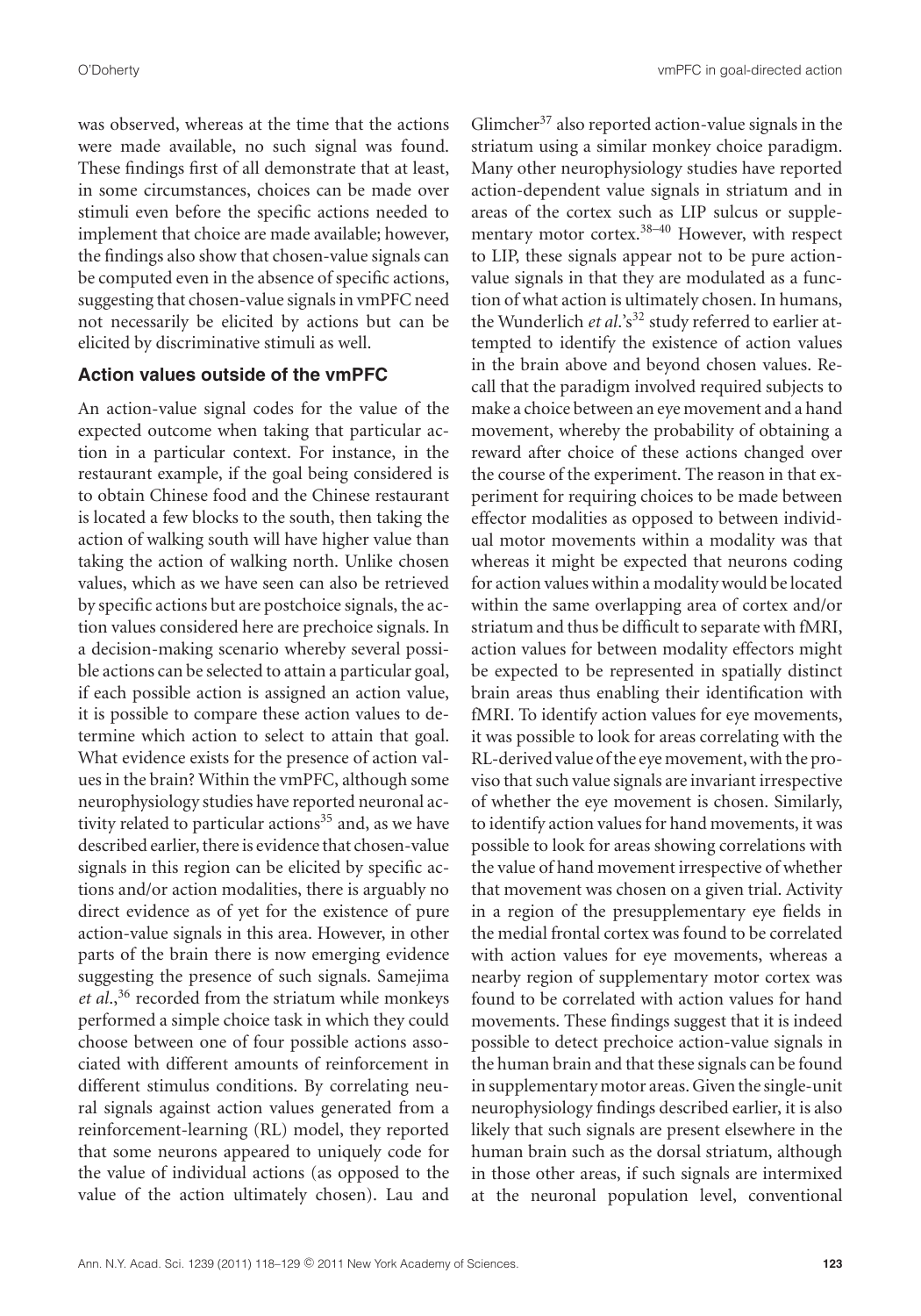was observed, whereas at the time that the actions were made available, no such signal was found. These findings first of all demonstrate that at least, in some circumstances, choices can be made over stimuli even before the specific actions needed to implement that choice are made available; however, the findings also show that chosen-value signals can be computed even in the absence of specific actions, suggesting that chosen-value signals in vmPFC need not necessarily be elicited by actions but can be elicited by discriminative stimuli as well.

## Action values outside of the vmPFC

An action-value signal codes for the value of the expected outcome when taking that particular action in a particular context. For instance, in the restaurant example, if the goal being considered is to obtain Chinese food and the Chinese restaurant is located a few blocks to the south, then taking the action of walking south will have higher value than taking the action of walking north. Unlike chosen values, which as we have seen can also be retrieved by specific actions but are postchoice signals, the action values considered here are prechoice signals. In a decision-making scenario whereby several possible actions can be selected to attain a particular goal, if each possible action is assigned an action value, it is possible to compare these action values to determine which action to select to attain that goal. What evidence exists for the presence of action values in the brain? Within the vmPFC, although some neurophysiology studies have reported neuronal activity related to particular actions[35] and, as we have described earlier, there is evidence that chosen-value signals in this region can be elicited by specific actions and/or action modalities, there is arguably no direct evidence as of yet for the existence of pure action-value signals in this area. However, in other parts of the brain there is now emerging evidence suggesting the presence of such signals. Samejima *et al.*,[36] recorded from the striatum while monkeys performed a simple choice task in which they could choose between one of four possible actions associated with different amounts of reinforcement in different stimulus conditions. By correlating neural signals against action values generated from a reinforcement-learning (RL) model, they reported that some neurons appeared to uniquely code for the value of individual actions (as opposed to the value of the action ultimately chosen). Lau and Glimcher[37] also reported action-value signals in the striatum using a similar monkey choice paradigm. Many other neurophysiology studies have reported action-dependent value signals in striatum and in areas of the cortex such as LIP sulcus or supplementary motor cortex.[38–40] However, with respect to LIP, these signals appear not to be pure action-value signals in that they are modulated as a function of what action is ultimately chosen. In humans, the Wunderlich *et al.*'s[32] study referred to earlier attempted to identify the existence of action values in the brain above and beyond chosen values. Recall that the paradigm involved required subjects to make a choice between an eye movement and a hand movement, whereby the probability of obtaining a reward after choice of these actions changed over the course of the experiment. The reason in that experiment for requiring choices to be made between effector modalities as opposed to between individual motor movements within a modality was that whereas it might be expected that neurons coding for action values within a modality would be located within the same overlapping area of cortex and/or striatum and thus be difficult to separate with fMRI, action values for between modality effectors might be expected to be represented in spatially distinct brain areas thus enabling their identification with fMRI. To identify action values for eye movements, it was possible to look for areas correlating with the RL-derived value of the eye movement, with the proviso that such value signals are invariant irrespective of whether the eye movement is chosen. Similarly, to identify action values for hand movements, it was possible to look for areas showing correlations with the value of hand movement irrespective of whether that movement was chosen on a given trial. Activity in a region of the presupplementary eye fields in the medial frontal cortex was found to be correlated with action values for eye movements, whereas a nearby region of supplementary motor cortex was found to be correlated with action values for hand movements. These findings suggest that it is indeed possible to detect prechoice action-value signals in the human brain and that these signals can be found in supplementary motor areas. Given the single-unit neurophysiology findings described earlier, it is also likely that such signals are present elsewhere in the human brain such as the dorsal striatum, although in those other areas, if such signals are intermixed at the neuronal population level, conventional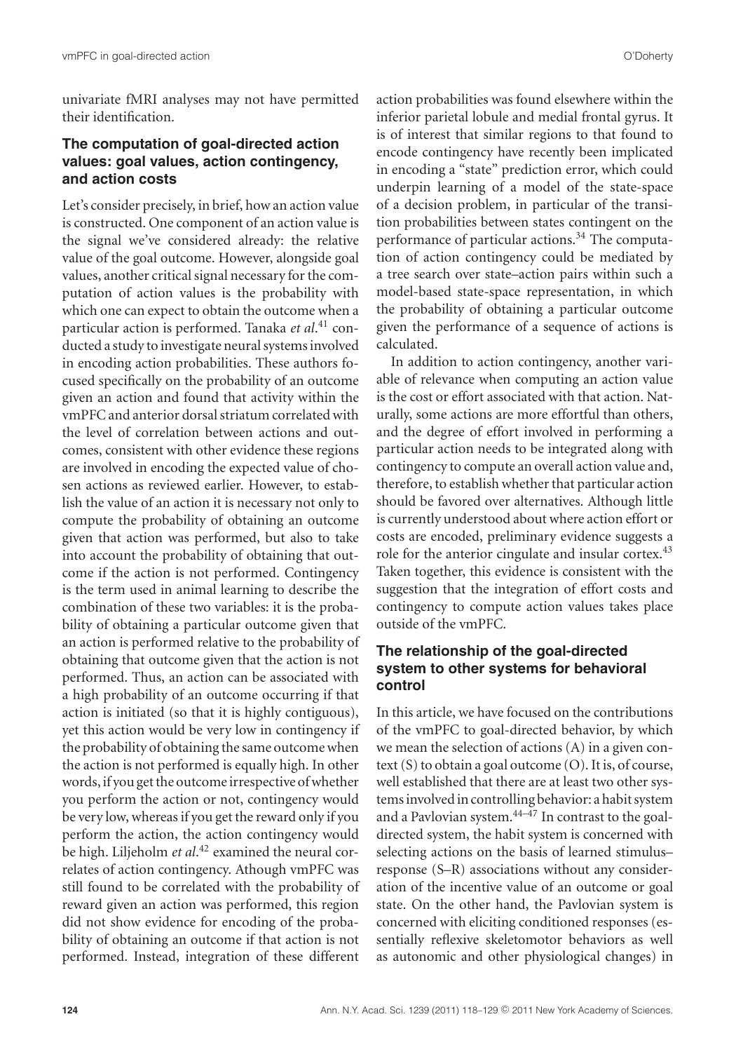univariate fMRI analyses may not have permitted their identification.

### The computation of goal-directed action values: goal values, action contingency, and action costs

Let's consider precisely, in brief, how an action value is constructed. One component of an action value is the signal we've considered already: the relative value of the goal outcome. However, alongside goal values, another critical signal necessary for the computation of action values is the probability with which one can expect to obtain the outcome when a particular action is performed. Tanaka *et al.*[41] conducted a study to investigate neural systems involved in encoding action probabilities. These authors focused specifically on the probability of an outcome given an action and found that activity within the vmPFC and anterior dorsal striatum correlated with the level of correlation between actions and outcomes, consistent with other evidence these regions are involved in encoding the expected value of chosen actions as reviewed earlier. However, to establish the value of an action it is necessary not only to compute the probability of obtaining an outcome given that action was performed, but also to take into account the probability of obtaining that outcome if the action is not performed. Contingency is the term used in animal learning to describe the combination of these two variables: it is the probability of obtaining a particular outcome given that an action is performed relative to the probability of obtaining that outcome given that the action is not performed. Thus, an action can be associated with a high probability of an outcome occurring if that action is initiated (so that it is highly contiguous), yet this action would be very low in contingency if the probability of obtaining the same outcome when the action is not performed is equally high. In other words, if you get the outcome irrespective of whether you perform the action or not, contingency would be very low, whereas if you get the reward only if you perform the action, the action contingency would be high. Liljeholm *et al.*[42] examined the neural correlates of action contingency. Athough vmPFC was still found to be correlated with the probability of reward given an action was performed, this region did not show evidence for encoding of the probability of obtaining an outcome if that action is not performed. Instead, integration of these different action probabilities was found elsewhere within the inferior parietal lobule and medial frontal gyrus. It is of interest that similar regions to that found to encode contingency have recently been implicated in encoding a "state" prediction error, which could underpin learning of a model of the state-space of a decision problem, in particular of the transition probabilities between states contingent on the performance of particular actions.[34] The computation of action contingency could be mediated by a tree search over state–action pairs within such a model-based state-space representation, in which the probability of obtaining a particular outcome given the performance of a sequence of actions is calculated.

In addition to action contingency, another variable of relevance when computing an action value is the cost or effort associated with that action. Naturally, some actions are more effortful than others, and the degree of effort involved in performing a particular action needs to be integrated along with contingency to compute an overall action value and, therefore, to establish whether that particular action should be favored over alternatives. Although little is currently understood about where action effort or costs are encoded, preliminary evidence suggests a role for the anterior cingulate and insular cortex.[43] Taken together, this evidence is consistent with the suggestion that the integration of effort costs and contingency to compute action values takes place outside of the vmPFC.

### The relationship of the goal-directed system to other systems for behavioral control

In this article, we have focused on the contributions of the vmPFC to goal-directed behavior, by which we mean the selection of actions (A) in a given context (S) to obtain a goal outcome (O). It is, of course, well established that there are at least two other systems involved in controlling behavior: a habit system and a Pavlovian system.[44–47] In contrast to the goal-directed system, the habit system is concerned with selecting actions on the basis of learned stimulus–response (S–R) associations without any consideration of the incentive value of an outcome or goal state. On the other hand, the Pavlovian system is concerned with eliciting conditioned responses (essentially reflexive skeletomotor behaviors as well as autonomic and other physiological changes) in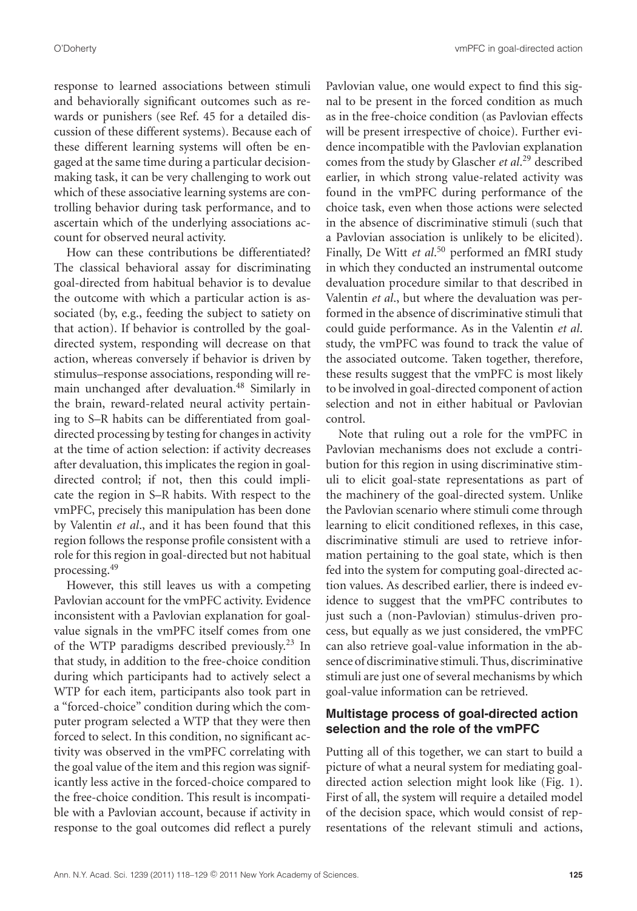response to learned associations between stimuli and behaviorally significant outcomes such as rewards or punishers (see Ref. 45 for a detailed discussion of these different systems). Because each of these different learning systems will often be engaged at the same time during a particular decision-making task, it can be very challenging to work out which of these associative learning systems are controlling behavior during task performance, and to ascertain which of the underlying associations account for observed neural activity.

How can these contributions be differentiated? The classical behavioral assay for discriminating goal-directed from habitual behavior is to devalue the outcome with which a particular action is associated (by, e.g., feeding the subject to satiety on that action). If behavior is controlled by the goal-directed system, responding will decrease on that action, whereas conversely if behavior is driven by stimulus–response associations, responding will remain unchanged after devaluation.[48] Similarly in the brain, reward-related neural activity pertaining to S–R habits can be differentiated from goal-directed processing by testing for changes in activity at the time of action selection: if activity decreases after devaluation, this implicates the region in goal-directed control; if not, then this could implicate the region in S–R habits. With respect to the vmPFC, precisely this manipulation has been done by Valentin *et al*., and it has been found that this region follows the response profile consistent with a role for this region in goal-directed but not habitual processing.[49]

However, this still leaves us with a competing Pavlovian account for the vmPFC activity. Evidence inconsistent with a Pavlovian explanation for goal-value signals in the vmPFC itself comes from one of the WTP paradigms described previously.[23] In that study, in addition to the free-choice condition during which participants had to actively select a WTP for each item, participants also took part in a "forced-choice" condition during which the computer program selected a WTP that they were then forced to select. In this condition, no significant activity was observed in the vmPFC correlating with the goal value of the item and this region was significantly less active in the forced-choice compared to the free-choice condition. This result is incompatible with a Pavlovian account, because if activity in response to the goal outcomes did reflect a purely Pavlovian value, one would expect to find this signal to be present in the forced condition as much as in the free-choice condition (as Pavlovian effects will be present irrespective of choice). Further evidence incompatible with the Pavlovian explanation comes from the study by Glascher *et al*.[29] described earlier, in which strong value-related activity was found in the vmPFC during performance of the choice task, even when those actions were selected in the absence of discriminative stimuli (such that a Pavlovian association is unlikely to be elicited). Finally, De Witt *et al*.[50] performed an fMRI study in which they conducted an instrumental outcome devaluation procedure similar to that described in Valentin *et al*., but where the devaluation was performed in the absence of discriminative stimuli that could guide performance. As in the Valentin *et al*. study, the vmPFC was found to track the value of the associated outcome. Taken together, therefore, these results suggest that the vmPFC is most likely to be involved in goal-directed component of action selection and not in either habitual or Pavlovian control.

Note that ruling out a role for the vmPFC in Pavlovian mechanisms does not exclude a contribution for this region in using discriminative stimuli to elicit goal-state representations as part of the machinery of the goal-directed system. Unlike the Pavlovian scenario where stimuli come through learning to elicit conditioned reflexes, in this case, discriminative stimuli are used to retrieve information pertaining to the goal state, which is then fed into the system for computing goal-directed action values. As described earlier, there is indeed evidence to suggest that the vmPFC contributes to just such a (non-Pavlovian) stimulus-driven process, but equally as we just considered, the vmPFC can also retrieve goal-value information in the absence of discriminative stimuli. Thus, discriminative stimuli are just one of several mechanisms by which goal-value information can be retrieved.

## Multistage process of goal-directed action selection and the role of the vmPFC

Putting all of this together, we can start to build a picture of what a neural system for mediating goal-directed action selection might look like (Fig. 1). First of all, the system will require a detailed model of the decision space, which would consist of representations of the relevant stimuli and actions,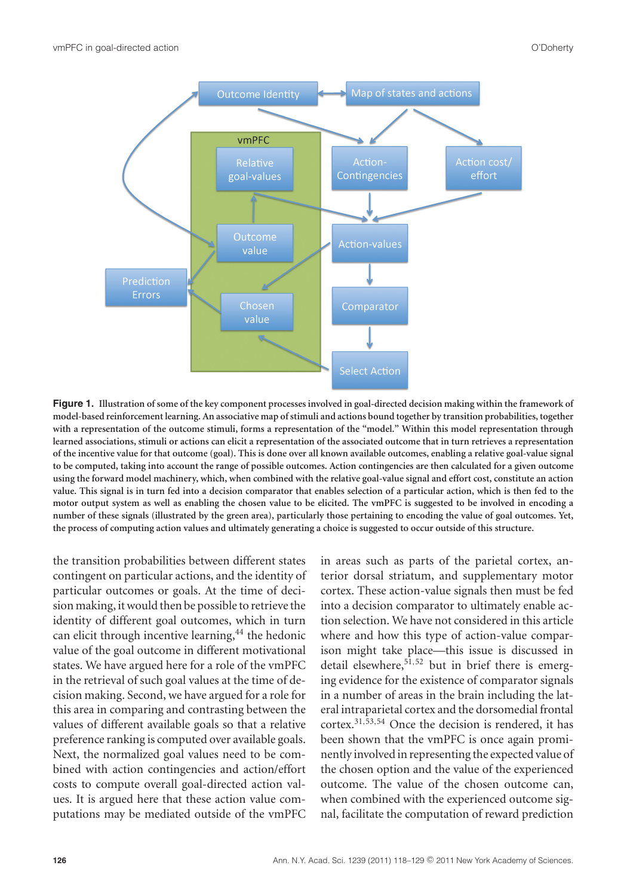**Figure 1.** Illustration of some of the key component processes involved in goal-directed decision making within the framework of model-based reinforcement learning. An associative map of stimuli and actions bound together by transition probabilities, together with a representation of the outcome stimuli, forms a representation of the "model." Within this model representation through learned associations, stimuli or actions can elicit a representation of the associated outcome that in turn retrieves a representation of the incentive value for that outcome (goal). This is done over all known available outcomes, enabling a relative goal-value signal to be computed, taking into account the range of possible outcomes. Action contingencies are then calculated for a given outcome using the forward model machinery, which, when combined with the relative goal-value signal and effort cost, constitute an action value. This signal is in turn fed into a decision comparator that enables selection of a particular action, which is then fed to the motor output system as well as enabling the chosen value to be elicited. The vmPFC is suggested to be involved in encoding a number of these signals (illustrated by the green area), particularly those pertaining to encoding the value of goal outcomes. Yet, the process of computing action values and ultimately generating a choice is suggested to occur outside of this structure.

the transition probabilities between different states contingent on particular actions, and the identity of particular outcomes or goals. At the time of decision making, it would then be possible to retrieve the identity of different goal outcomes, which in turn can elicit through incentive learning,[44] the hedonic value of the goal outcome in different motivational states. We have argued here for a role of the vmPFC in the retrieval of such goal values at the time of decision making. Second, we have argued for a role for this area in comparing and contrasting between the values of different available goals so that a relative preference ranking is computed over available goals. Next, the normalized goal values need to be combined with action contingencies and action/effort costs to compute overall goal-directed action values. It is argued here that these action value computations may be mediated outside of the vmPFC in areas such as parts of the parietal cortex, anterior dorsal striatum, and supplementary motor cortex. These action-value signals then must be fed into a decision comparator to ultimately enable action selection. We have not considered in this article where and how this type of action-value comparison might take place—this issue is discussed in detail elsewhere,[51,52] but in brief there is emerging evidence for the existence of comparator signals in a number of areas in the brain including the lateral intraparietal cortex and the dorsomedial frontal cortex.[31,53,54] Once the decision is rendered, it has been shown that the vmPFC is once again prominently involved in representing the expected value of the chosen option and the value of the experienced outcome. The value of the chosen outcome can, when combined with the experienced outcome signal, facilitate the computation of reward prediction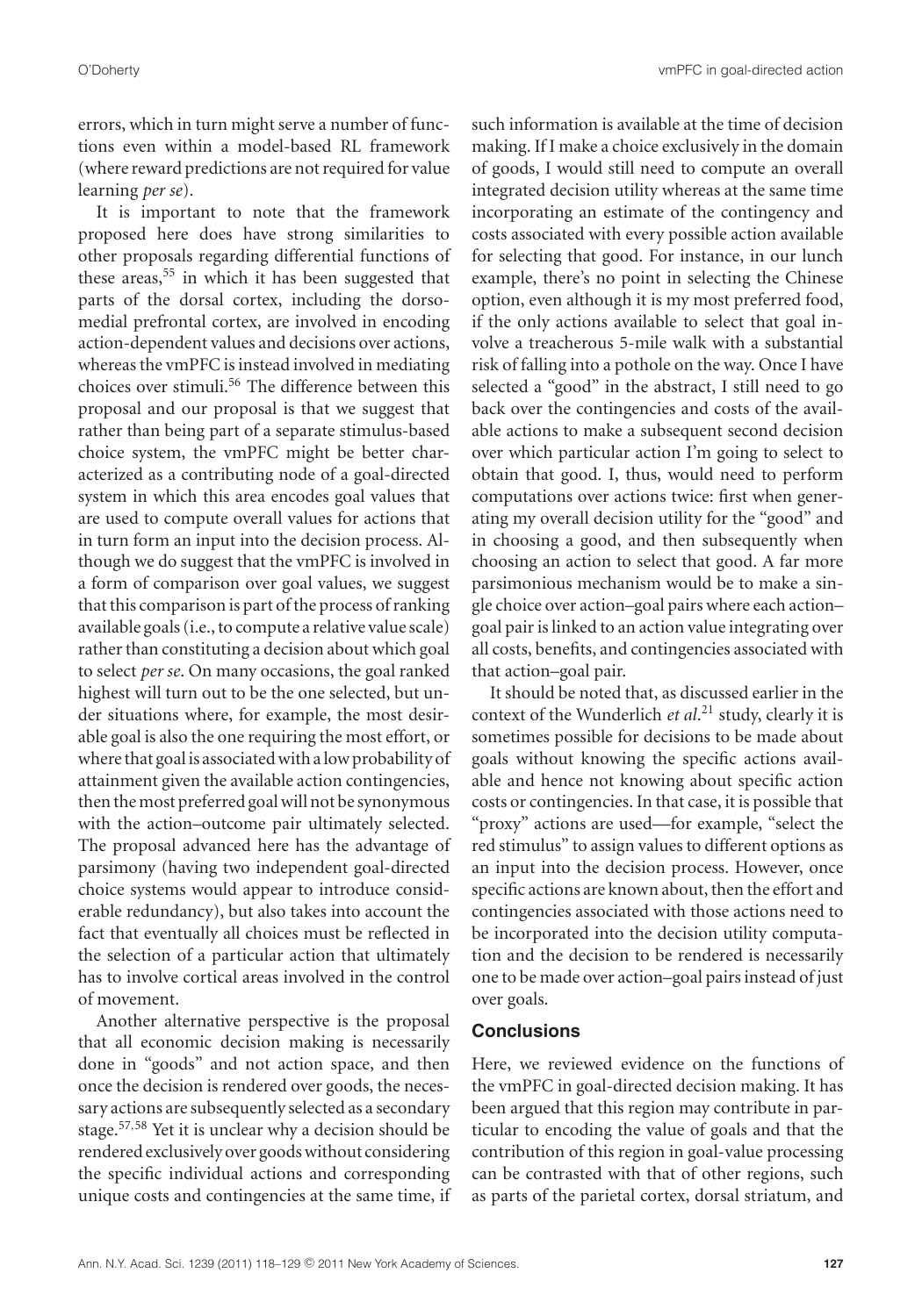errors, which in turn might serve a number of functions even within a model-based RL framework (where reward predictions are not required for value learning *per se*).

It is important to note that the framework proposed here does have strong similarities to other proposals regarding differential functions of these areas,[55] in which it has been suggested that parts of the dorsal cortex, including the dorsomedial prefrontal cortex, are involved in encoding action-dependent values and decisions over actions, whereas the vmPFC is instead involved in mediating choices over stimuli.[56] The difference between this proposal and our proposal is that we suggest that rather than being part of a separate stimulus-based choice system, the vmPFC might be better characterized as a contributing node of a goal-directed system in which this area encodes goal values that are used to compute overall values for actions that in turn form an input into the decision process. Although we do suggest that the vmPFC is involved in a form of comparison over goal values, we suggest that this comparison is part of the process of ranking available goals (i.e., to compute a relative value scale) rather than constituting a decision about which goal to select *per se*. On many occasions, the goal ranked highest will turn out to be the one selected, but under situations where, for example, the most desirable goal is also the one requiring the most effort, or where that goal is associated with a low probability of attainment given the available action contingencies, then the most preferred goal will not be synonymous with the action–outcome pair ultimately selected. The proposal advanced here has the advantage of parsimony (having two independent goal-directed choice systems would appear to introduce considerable redundancy), but also takes into account the fact that eventually all choices must be reflected in the selection of a particular action that ultimately has to involve cortical areas involved in the control of movement.

Another alternative perspective is the proposal that all economic decision making is necessarily done in "goods" and not action space, and then once the decision is rendered over goods, the necessary actions are subsequently selected as a secondary stage.[57,58] Yet it is unclear why a decision should be rendered exclusively over goods without considering the specific individual actions and corresponding unique costs and contingencies at the same time, if such information is available at the time of decision making. If I make a choice exclusively in the domain of goods, I would still need to compute an overall integrated decision utility whereas at the same time incorporating an estimate of the contingency and costs associated with every possible action available for selecting that good. For instance, in our lunch example, there's no point in selecting the Chinese option, even although it is my most preferred food, if the only actions available to select that goal involve a treacherous 5-mile walk with a substantial risk of falling into a pothole on the way. Once I have selected a "good" in the abstract, I still need to go back over the contingencies and costs of the available actions to make a subsequent second decision over which particular action I'm going to select to obtain that good. I, thus, would need to perform computations over actions twice: first when generating my overall decision utility for the "good" and in choosing a good, and then subsequently when choosing an action to select that good. A far more parsimonious mechanism would be to make a single choice over action–goal pairs where each action–goal pair is linked to an action value integrating over all costs, benefits, and contingencies associated with that action–goal pair.

It should be noted that, as discussed earlier in the context of the Wunderlich *et al*.[21] study, clearly it is sometimes possible for decisions to be made about goals without knowing the specific actions available and hence not knowing about specific action costs or contingencies. In that case, it is possible that "proxy" actions are used—for example, "select the red stimulus" to assign values to different options as an input into the decision process. However, once specific actions are known about, then the effort and contingencies associated with those actions need to be incorporated into the decision utility computation and the decision to be rendered is necessarily one to be made over action–goal pairs instead of just over goals.

## Conclusions

Here, we reviewed evidence on the functions of the vmPFC in goal-directed decision making. It has been argued that this region may contribute in particular to encoding the value of goals and that the contribution of this region in goal-value processing can be contrasted with that of other regions, such as parts of the parietal cortex, dorsal striatum, and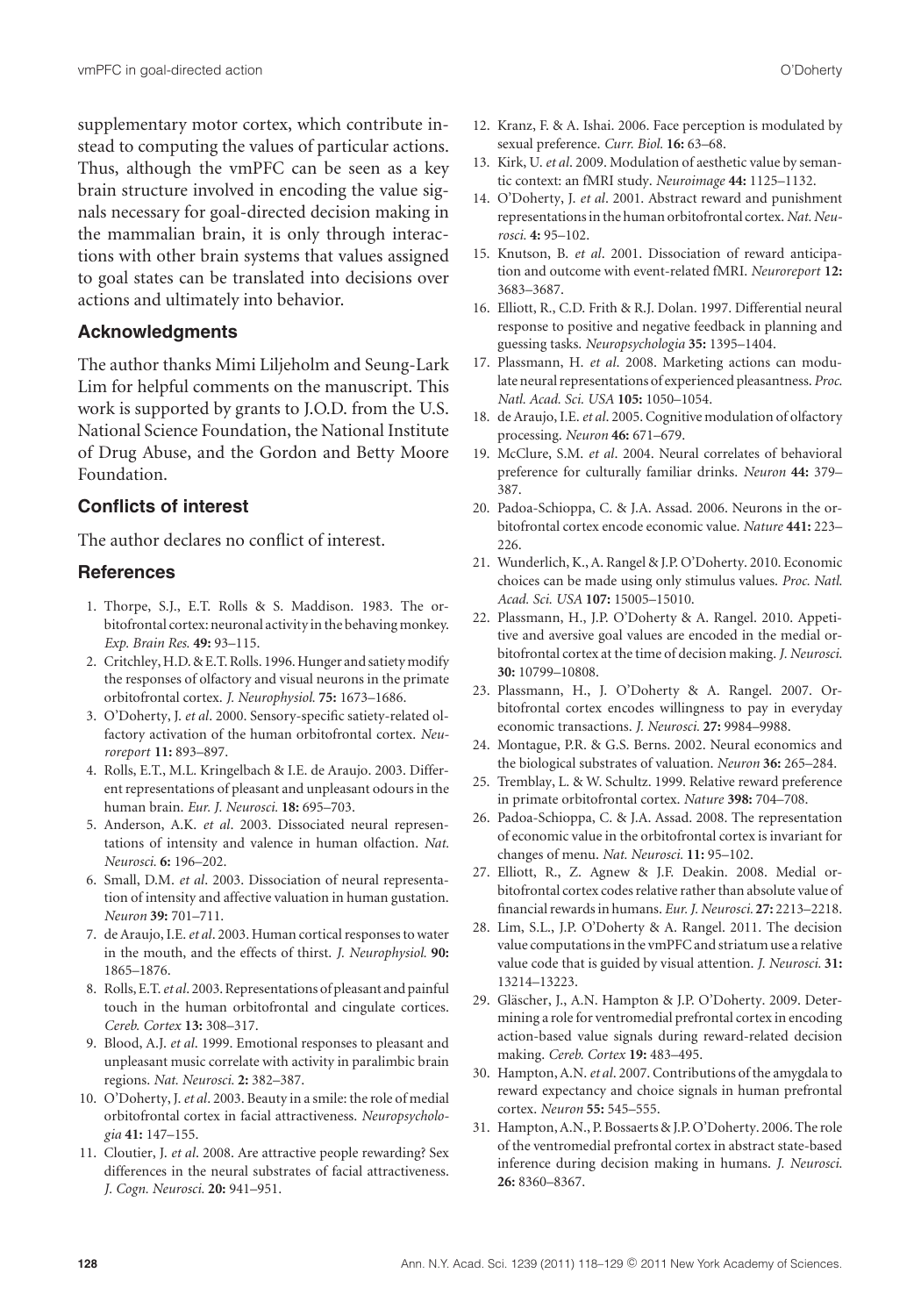supplementary motor cortex, which contribute instead to computing the values of particular actions. Thus, although the vmPFC can be seen as a key brain structure involved in encoding the value signals necessary for goal-directed decision making in the mammalian brain, it is only through interactions with other brain systems that values assigned to goal states can be translated into decisions over actions and ultimately into behavior.

## Acknowledgments

The author thanks Mimi Liljeholm and Seung-Lark Lim for helpful comments on the manuscript. This work is supported by grants to J.O.D. from the U.S. National Science Foundation, the National Institute of Drug Abuse, and the Gordon and Betty Moore Foundation.

## Conflicts of interest

The author declares no conflict of interest.

## References

1. Thorpe, S.J., E.T. Rolls & S. Maddison. 1983. The orbitofrontal cortex: neuronal activity in the behaving monkey. *Exp. Brain Res.* **49:** 93–115.
2. Critchley, H.D. & E.T. Rolls. 1996. Hunger and satiety modify the responses of olfactory and visual neurons in the primate orbitofrontal cortex. *J. Neurophysiol.* **75:** 1673–1686.
3. O'Doherty, J. *et al*. 2000. Sensory-specific satiety-related olfactory activation of the human orbitofrontal cortex. *Neuroreport* **11:** 893–897.
4. Rolls, E.T., M.L. Kringelbach & I.E. de Araujo. 2003. Different representations of pleasant and unpleasant odours in the human brain. *Eur. J. Neurosci.* **18:** 695–703.
5. Anderson, A.K. *et al*. 2003. Dissociated neural representations of intensity and valence in human olfaction. *Nat. Neurosci.* **6:** 196–202.
6. Small, D.M. *et al*. 2003. Dissociation of neural representation of intensity and affective valuation in human gustation. *Neuron* **39:** 701–711.
7. de Araujo, I.E. *et al*. 2003. Human cortical responses to water in the mouth, and the effects of thirst. *J. Neurophysiol.* **90:** 1865–1876.
8. Rolls, E.T. *et al*. 2003. Representations of pleasant and painful touch in the human orbitofrontal and cingulate cortices. *Cereb. Cortex* **13:** 308–317.
9. Blood, A.J. *et al*. 1999. Emotional responses to pleasant and unpleasant music correlate with activity in paralimbic brain regions. *Nat. Neurosci.* **2:** 382–387.
10. O'Doherty, J. *et al*. 2003. Beauty in a smile: the role of medial orbitofrontal cortex in facial attractiveness. *Neuropsychologia* **41:** 147–155.
11. Cloutier, J. *et al*. 2008. Are attractive people rewarding? Sex differences in the neural substrates of facial attractiveness. *J. Cogn. Neurosci.* **20:** 941–951.
12. Kranz, F. & A. Ishai. 2006. Face perception is modulated by sexual preference. *Curr. Biol.* **16:** 63–68.
13. Kirk, U. *et al*. 2009. Modulation of aesthetic value by semantic context: an fMRI study. *Neuroimage* **44:** 1125–1132.
14. O'Doherty, J. *et al*. 2001. Abstract reward and punishment representations in the human orbitofrontal cortex. *Nat. Neurosci.* **4:** 95–102.
15. Knutson, B. *et al*. 2001. Dissociation of reward anticipation and outcome with event-related fMRI. *Neuroreport* **12:** 3683–3687.
16. Elliott, R., C.D. Frith & R.J. Dolan. 1997. Differential neural response to positive and negative feedback in planning and guessing tasks. *Neuropsychologia* **35:** 1395–1404.
17. Plassmann, H. *et al*. 2008. Marketing actions can modulate neural representations of experienced pleasantness. *Proc. Natl. Acad. Sci. USA* **105:** 1050–1054.
18. de Araujo, I.E. *et al*. 2005. Cognitive modulation of olfactory processing. *Neuron* **46:** 671–679.
19. McClure, S.M. *et al*. 2004. Neural correlates of behavioral preference for culturally familiar drinks. *Neuron* **44:** 379–387.
20. Padoa-Schioppa, C. & J.A. Assad. 2006. Neurons in the orbitofrontal cortex encode economic value. *Nature* **441:** 223–226.
21. Wunderlich, K., A. Rangel & J.P. O'Doherty. 2010. Economic choices can be made using only stimulus values. *Proc. Natl. Acad. Sci. USA* **107:** 15005–15010.
22. Plassmann, H., J.P. O'Doherty & A. Rangel. 2010. Appetitive and aversive goal values are encoded in the medial orbitofrontal cortex at the time of decision making. *J. Neurosci.* **30:** 10799–10808.
23. Plassmann, H., J. O'Doherty & A. Rangel. 2007. Orbitofrontal cortex encodes willingness to pay in everyday economic transactions. *J. Neurosci.* **27:** 9984–9988.
24. Montague, P.R. & G.S. Berns. 2002. Neural economics and the biological substrates of valuation. *Neuron* **36:** 265–284.
25. Tremblay, L. & W. Schultz. 1999. Relative reward preference in primate orbitofrontal cortex. *Nature* **398:** 704–708.
26. Padoa-Schioppa, C. & J.A. Assad. 2008. The representation of economic value in the orbitofrontal cortex is invariant for changes of menu. *Nat. Neurosci.* **11:** 95–102.
27. Elliott, R., Z. Agnew & J.F. Deakin. 2008. Medial orbitofrontal cortex codes relative rather than absolute value of financial rewards in humans. *Eur. J. Neurosci.* **27:** 2213–2218.
28. Lim, S.L., J.P. O'Doherty & A. Rangel. 2011. The decision value computations in the vmPFC and striatum use a relative value code that is guided by visual attention. *J. Neurosci.* **31:** 13214–13223.
29. Gläscher, J., A.N. Hampton & J.P. O'Doherty. 2009. Determining a role for ventromedial prefrontal cortex in encoding action-based value signals during reward-related decision making. *Cereb. Cortex* **19:** 483–495.
30. Hampton, A.N. *et al*. 2007. Contributions of the amygdala to reward expectancy and choice signals in human prefrontal cortex. *Neuron* **55:** 545–555.
31. Hampton, A.N., P. Bossaerts & J.P. O'Doherty. 2006. The role of the ventromedial prefrontal cortex in abstract state-based inference during decision making in humans. *J. Neurosci.* **26:** 8360–8367.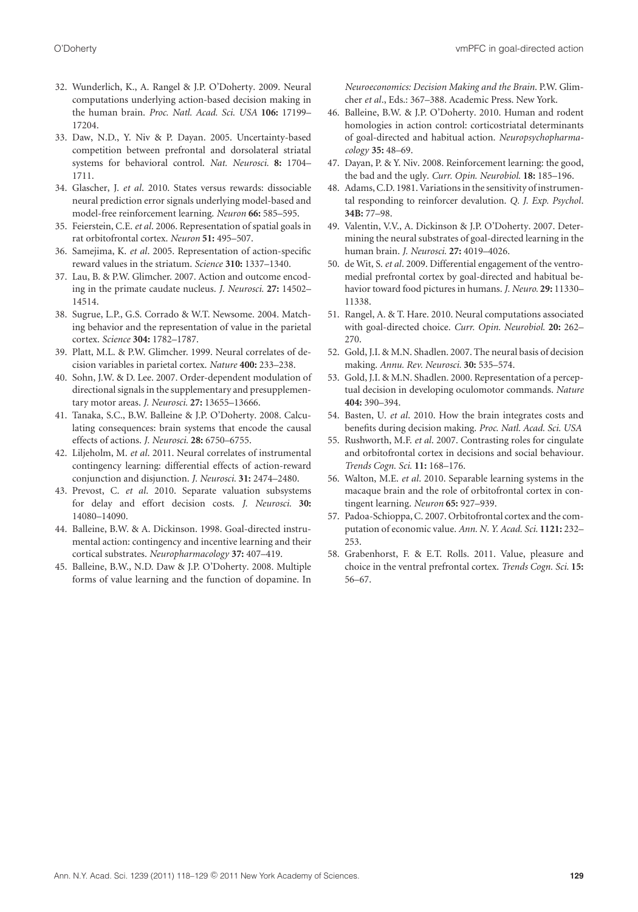32. Wunderlich, K., A. Rangel & J.P. O'Doherty. 2009. Neural computations underlying action-based decision making in the human brain. *Proc. Natl. Acad. Sci. USA* **106:** 17199–17204.
33. Daw, N.D., Y. Niv & P. Dayan. 2005. Uncertainty-based competition between prefrontal and dorsolateral striatal systems for behavioral control. *Nat. Neurosci.* **8:** 1704–1711.
34. Glascher, J. *et al*. 2010. States versus rewards: dissociable neural prediction error signals underlying model-based and model-free reinforcement learning. *Neuron* **66:** 585–595.
35. Feierstein, C.E. *et al*. 2006. Representation of spatial goals in rat orbitofrontal cortex. *Neuron* **51:** 495–507.
36. Samejima, K. *et al*. 2005. Representation of action-specific reward values in the striatum. *Science* **310:** 1337–1340.
37. Lau, B. & P.W. Glimcher. 2007. Action and outcome encoding in the primate caudate nucleus. *J. Neurosci.* **27:** 14502–14514.
38. Sugrue, L.P., G.S. Corrado & W.T. Newsome. 2004. Matching behavior and the representation of value in the parietal cortex. *Science* **304:** 1782–1787.
39. Platt, M.L. & P.W. Glimcher. 1999. Neural correlates of decision variables in parietal cortex. *Nature* **400:** 233–238.
40. Sohn, J.W. & D. Lee. 2007. Order-dependent modulation of directional signals in the supplementary and presupplementary motor areas. *J. Neurosci.* **27:** 13655–13666.
41. Tanaka, S.C., B.W. Balleine & J.P. O'Doherty. 2008. Calculating consequences: brain systems that encode the causal effects of actions. *J. Neurosci.* **28:** 6750–6755.
42. Liljeholm, M. *et al*. 2011. Neural correlates of instrumental contingency learning: differential effects of action-reward conjunction and disjunction. *J. Neurosci.* **31:** 2474–2480.
43. Prevost, C. *et al*. 2010. Separate valuation subsystems for delay and effort decision costs. *J. Neurosci.* **30:** 14080–14090.
44. Balleine, B.W. & A. Dickinson. 1998. Goal-directed instrumental action: contingency and incentive learning and their cortical substrates. *Neuropharmacology* **37:** 407–419.
45. Balleine, B.W., N.D. Daw & J.P. O'Doherty. 2008. Multiple forms of value learning and the function of dopamine. In *Neuroeconomics: Decision Making and the Brain*. P.W. Glimcher *et al*., Eds.: 367–388. Academic Press. New York.
46. Balleine, B.W. & J.P. O'Doherty. 2010. Human and rodent homologies in action control: corticostriatal determinants of goal-directed and habitual action. *Neuropsychopharmacology* **35:** 48–69.
47. Dayan, P. & Y. Niv. 2008. Reinforcement learning: the good, the bad and the ugly. *Curr. Opin. Neurobiol.* **18:** 185–196.
48. Adams, C.D. 1981. Variations in the sensitivity of instrumental responding to reinforcer devalution. *Q. J. Exp. Psychol*. **34B:** 77–98.
49. Valentin, V.V., A. Dickinson & J.P. O'Doherty. 2007. Determining the neural substrates of goal-directed learning in the human brain. *J. Neurosci.* **27:** 4019–4026.
50. de Wit, S. *et al*. 2009. Differential engagement of the ventromedial prefrontal cortex by goal-directed and habitual behavior toward food pictures in humans. *J. Neuro.* **29:** 11330–11338.
51. Rangel, A. & T. Hare. 2010. Neural computations associated with goal-directed choice. *Curr. Opin. Neurobiol.* **20:** 262–270.
52. Gold, J.I. & M.N. Shadlen. 2007. The neural basis of decision making. *Annu. Rev. Neurosci.* **30:** 535–574.
53. Gold, J.I. & M.N. Shadlen. 2000. Representation of a perceptual decision in developing oculomotor commands. *Nature* **404:** 390–394.
54. Basten, U. *et al*. 2010. How the brain integrates costs and benefits during decision making. *Proc. Natl. Acad. Sci. USA*
55. Rushworth, M.F. *et al*. 2007. Contrasting roles for cingulate and orbitofrontal cortex in decisions and social behaviour. *Trends Cogn. Sci.* **11:** 168–176.
56. Walton, M.E. *et al*. 2010. Separable learning systems in the macaque brain and the role of orbitofrontal cortex in contingent learning. *Neuron* **65:** 927–939.
57. Padoa-Schioppa, C. 2007. Orbitofrontal cortex and the computation of economic value. *Ann. N. Y. Acad. Sci.* **1121:** 232–253.
58. Grabenhorst, F. & E.T. Rolls. 2011. Value, pleasure and choice in the ventral prefrontal cortex. *Trends Cogn. Sci.* **15:** 56–67.